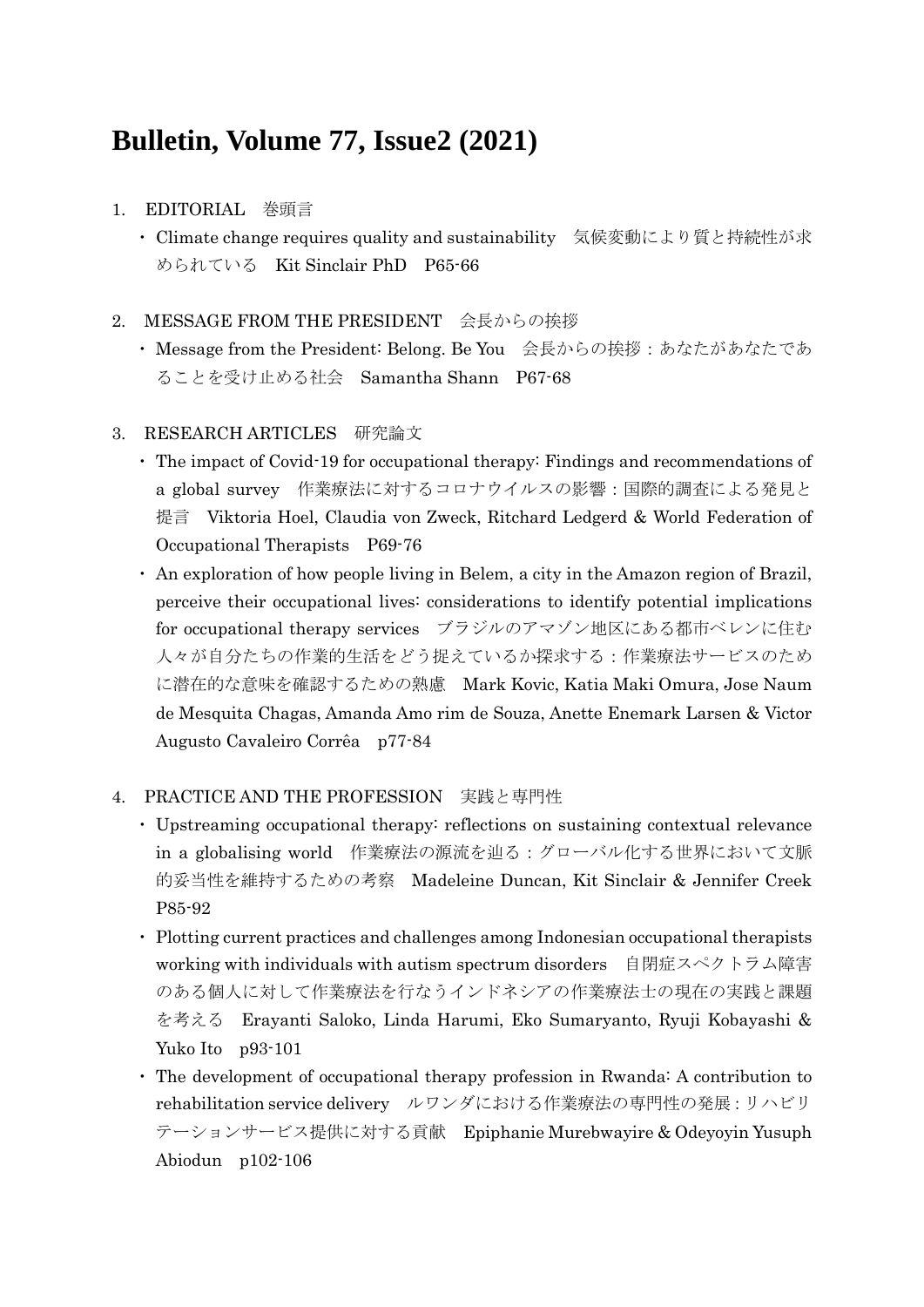# Bulletin, Volume 77, Issue2 (2021)

1. EDITORIAL　巻頭言
   - Climate change requires quality and sustainability　気候変動により質と持続性が求められている　Kit Sinclair PhD　P65-66

2. MESSAGE FROM THE PRESIDENT　会長からの挨拶
   - Message from the President: Belong. Be You　会長からの挨拶：あなたがあなたであることを受け止める社会　Samantha Shann　P67-68

3. RESEARCH ARTICLES　研究論文
   - The impact of Covid-19 for occupational therapy: Findings and recommendations of a global survey　作業療法に対するコロナウイルスの影響：国際的調査による発見と提言　Viktoria Hoel, Claudia von Zweck, Ritchard Ledgerd & World Federation of Occupational Therapists　P69-76
   - An exploration of how people living in Belem, a city in the Amazon region of Brazil, perceive their occupational lives: considerations to identify potential implications for occupational therapy services　ブラジルのアマゾン地区にある都市ベレンに住む人々が自分たちの作業的生活をどう捉えているか探求する：作業療法サービスのために潜在的な意味を確認するための熟慮　Mark Kovic, Katia Maki Omura, Jose Naum de Mesquita Chagas, Amanda Amo rim de Souza, Anette Enemark Larsen & Victor Augusto Cavaleiro Corrêa　p77-84

4. PRACTICE AND THE PROFESSION　実践と専門性
   - Upstreaming occupational therapy: reflections on sustaining contextual relevance in a globalising world　作業療法の源流を辿る：グローバル化する世界において文脈的妥当性を維持するための考察　Madeleine Duncan, Kit Sinclair & Jennifer Creek　P85-92
   - Plotting current practices and challenges among Indonesian occupational therapists working with individuals with autism spectrum disorders　自閉症スペクトラム障害のある個人に対して作業療法を行なうインドネシアの作業療法士の現在の実践と課題を考える　Erayanti Saloko, Linda Harumi, Eko Sumaryanto, Ryuji Kobayashi & Yuko Ito　p93-101
   - The development of occupational therapy profession in Rwanda: A contribution to rehabilitation service delivery　ルワンダにおける作業療法の専門性の発展：リハビリテーションサービス提供に対する貢献　Epiphanie Murebwayire & Odeyoyin Yusuph Abiodun　p102-106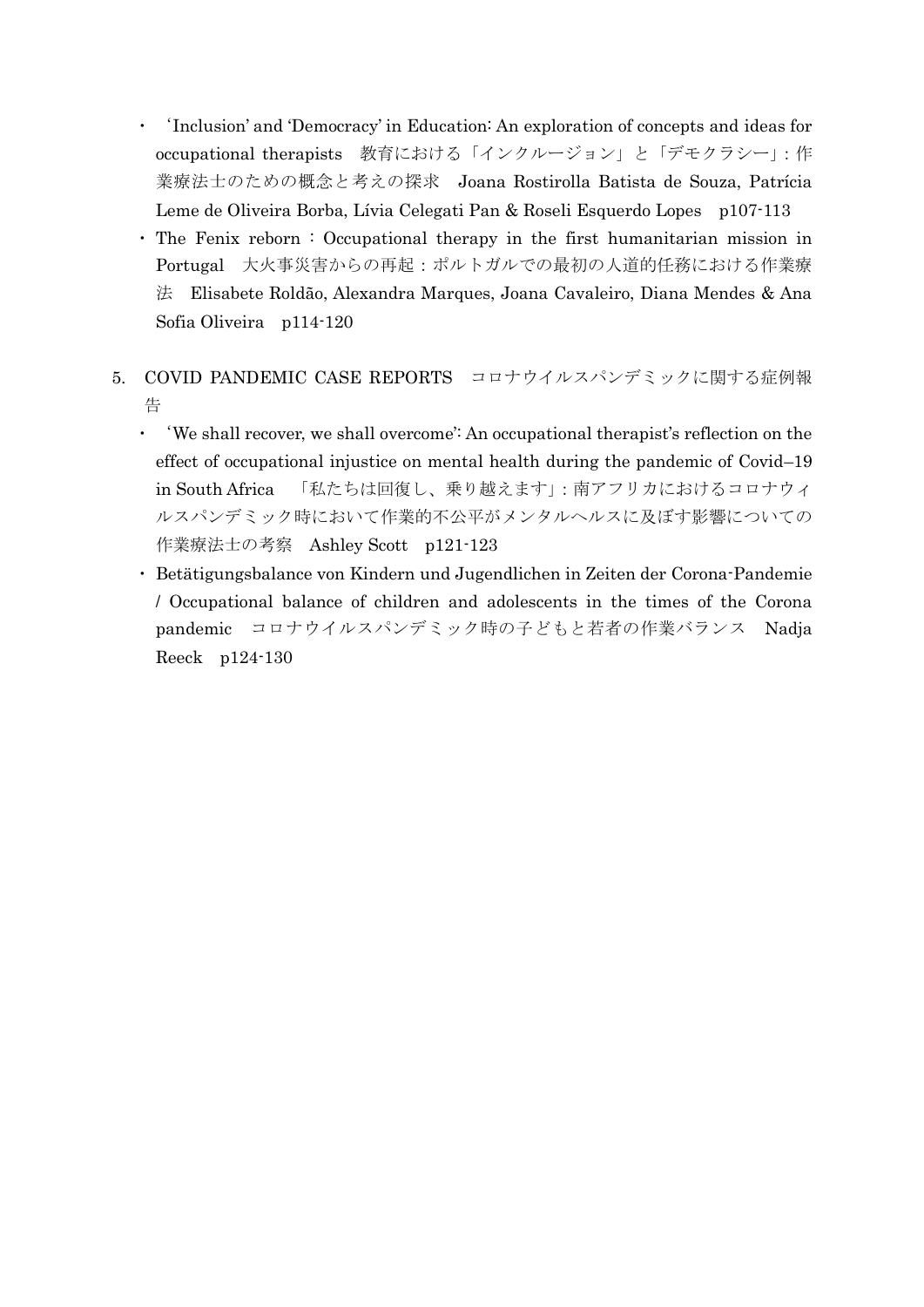- ‘Inclusion’ and ‘Democracy’ in Education: An exploration of concepts and ideas for occupational therapists　教育における「インクルージョン」と「デモクラシー」: 作業療法士のための概念と考えの探求　Joana Rostirolla Batista de Souza, Patrícia Leme de Oliveira Borba, Lívia Celegati Pan & Roseli Esquerdo Lopes　p107-113
- The Fenix reborn：Occupational therapy in the first humanitarian mission in Portugal　大火事災害からの再起：ポルトガルでの最初の人道的任務における作業療法　Elisabete Roldão, Alexandra Marques, Joana Cavaleiro, Diana Mendes & Ana Sofia Oliveira　p114-120

5. COVID PANDEMIC CASE REPORTS　コロナウイルスパンデミックに関する症例報告
   - ‘We shall recover, we shall overcome’: An occupational therapist’s reflection on the effect of occupational injustice on mental health during the pandemic of Covid–19 in South Africa　「私たちは回復し、乗り越えます」: 南アフリカにおけるコロナウィルスパンデミック時において作業的不公平がメンタルヘルスに及ぼす影響についての作業療法士の考察　Ashley Scott　p121-123
   - Betätigungsbalance von Kindern und Jugendlichen in Zeiten der Corona-Pandemie / Occupational balance of children and adolescents in the times of the Corona pandemic　コロナウイルスパンデミック時の子どもと若者の作業バランス　Nadja Reeck　p124-130